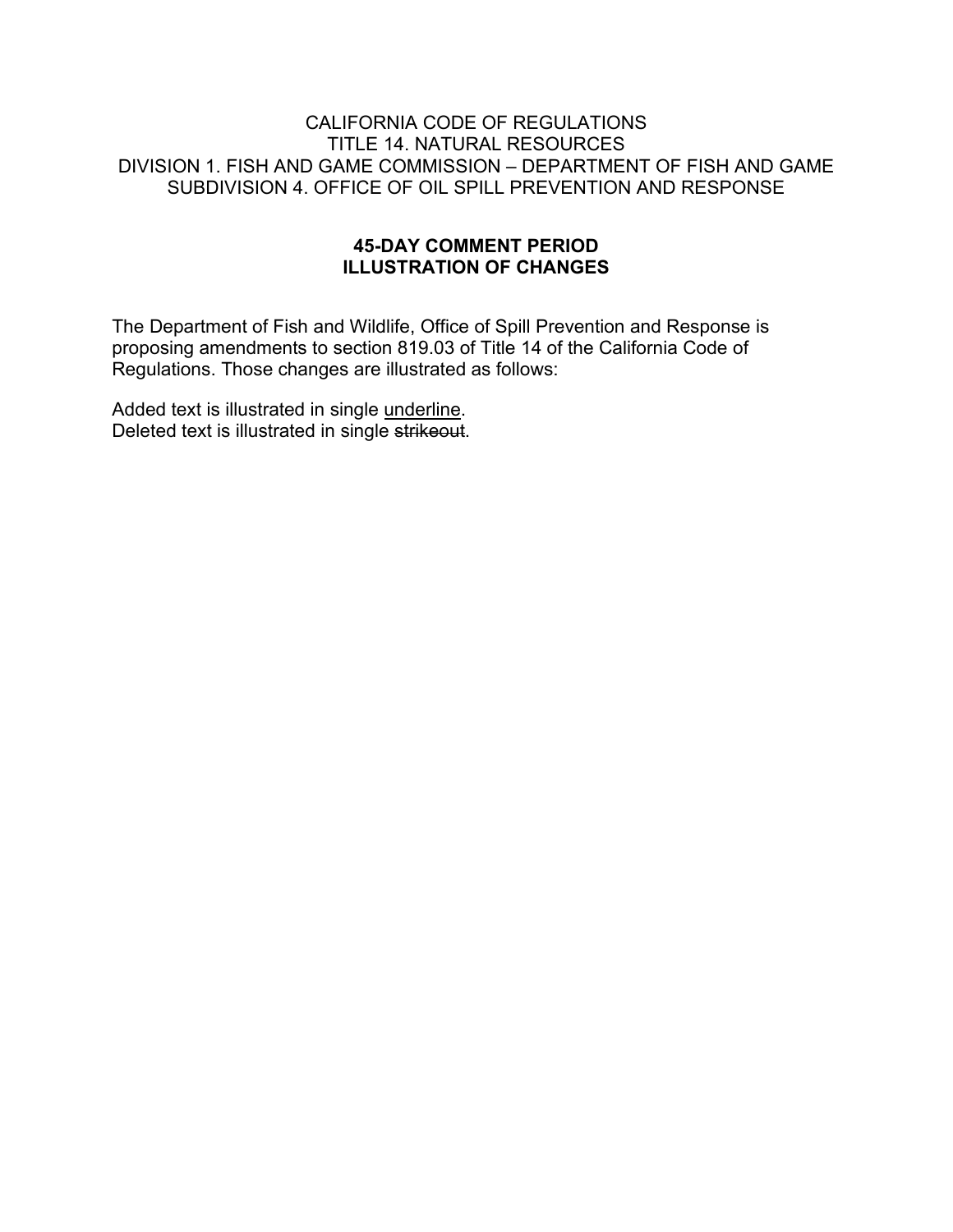CALIFORNIA CODE OF REGULATIONS
TITLE 14. NATURAL RESOURCES
DIVISION 1. FISH AND GAME COMMISSION – DEPARTMENT OF FISH AND GAME
SUBDIVISION 4. OFFICE OF OIL SPILL PREVENTION AND RESPONSE

**45-DAY COMMENT PERIOD**
**ILLUSTRATION OF CHANGES**

The Department of Fish and Wildlife, Office of Spill Prevention and Response is proposing amendments to section 819.03 of Title 14 of the California Code of Regulations. Those changes are illustrated as follows:

Added text is illustrated in single <u>underline</u>.
Deleted text is illustrated in single ~~strikeout~~.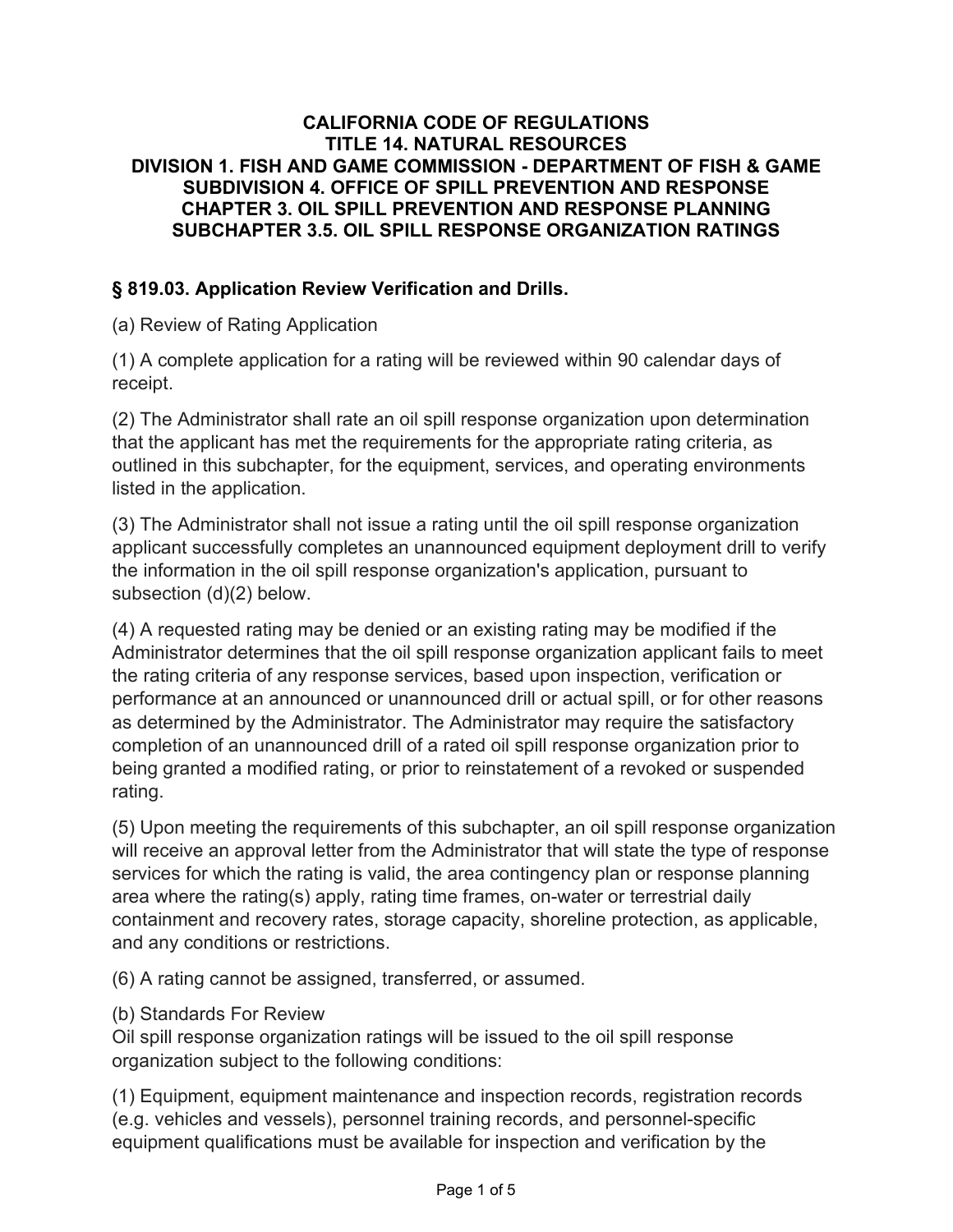**CALIFORNIA CODE OF REGULATIONS**
**TITLE 14. NATURAL RESOURCES**
**DIVISION 1. FISH AND GAME COMMISSION - DEPARTMENT OF FISH & GAME**
**SUBDIVISION 4. OFFICE OF SPILL PREVENTION AND RESPONSE**
**CHAPTER 3. OIL SPILL PREVENTION AND RESPONSE PLANNING**
**SUBCHAPTER 3.5. OIL SPILL RESPONSE ORGANIZATION RATINGS**

## § 819.03. Application Review Verification and Drills.

(a) Review of Rating Application

(1) A complete application for a rating will be reviewed within 90 calendar days of receipt.

(2) The Administrator shall rate an oil spill response organization upon determination that the applicant has met the requirements for the appropriate rating criteria, as outlined in this subchapter, for the equipment, services, and operating environments listed in the application.

(3) The Administrator shall not issue a rating until the oil spill response organization applicant successfully completes an unannounced equipment deployment drill to verify the information in the oil spill response organization's application, pursuant to subsection (d)(2) below.

(4) A requested rating may be denied or an existing rating may be modified if the Administrator determines that the oil spill response organization applicant fails to meet the rating criteria of any response services, based upon inspection, verification or performance at an announced or unannounced drill or actual spill, or for other reasons as determined by the Administrator. The Administrator may require the satisfactory completion of an unannounced drill of a rated oil spill response organization prior to being granted a modified rating, or prior to reinstatement of a revoked or suspended rating.

(5) Upon meeting the requirements of this subchapter, an oil spill response organization will receive an approval letter from the Administrator that will state the type of response services for which the rating is valid, the area contingency plan or response planning area where the rating(s) apply, rating time frames, on-water or terrestrial daily containment and recovery rates, storage capacity, shoreline protection, as applicable, and any conditions or restrictions.

(6) A rating cannot be assigned, transferred, or assumed.

(b) Standards For Review
Oil spill response organization ratings will be issued to the oil spill response organization subject to the following conditions:

(1) Equipment, equipment maintenance and inspection records, registration records (e.g. vehicles and vessels), personnel training records, and personnel-specific equipment qualifications must be available for inspection and verification by the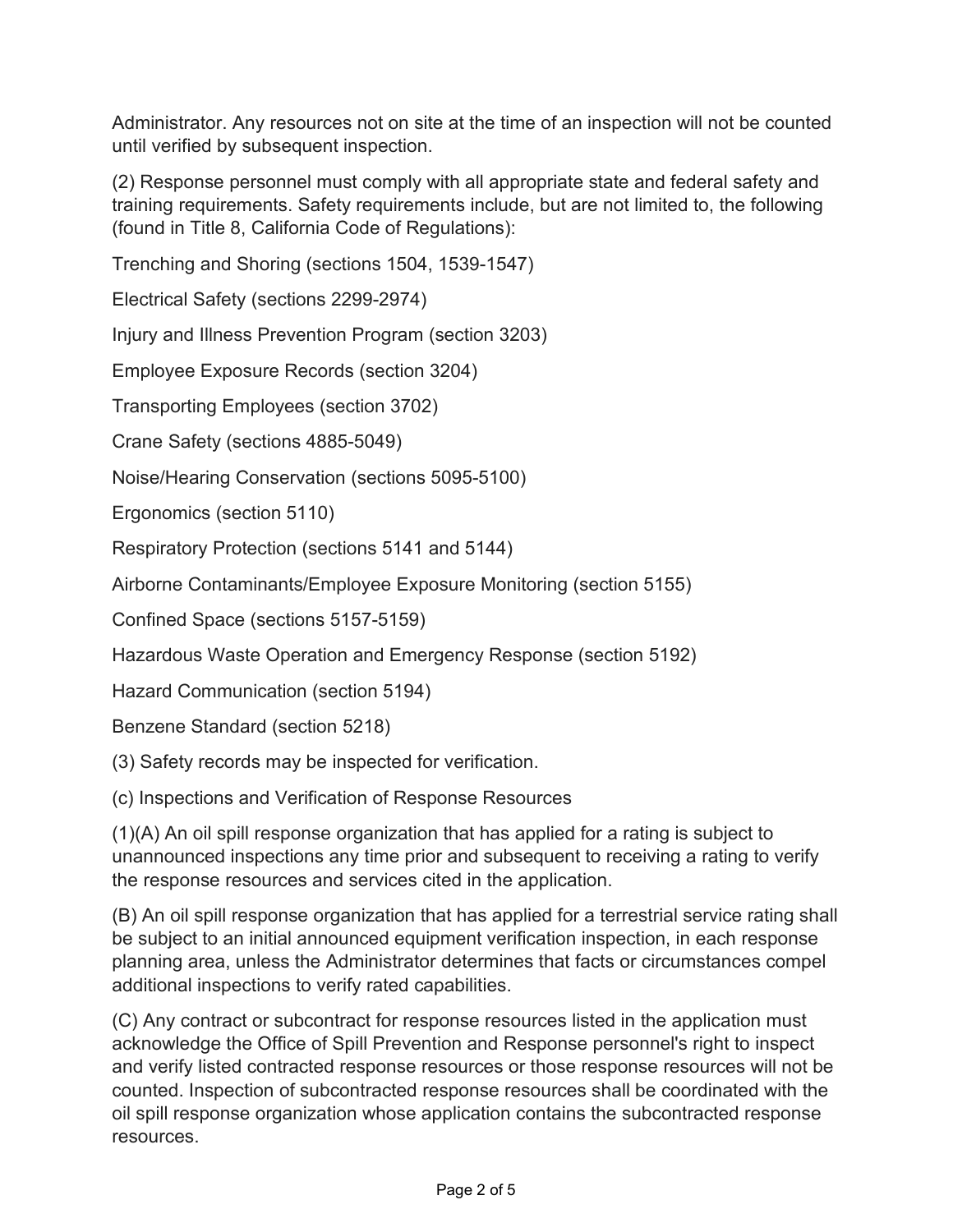Administrator. Any resources not on site at the time of an inspection will not be counted until verified by subsequent inspection.

(2) Response personnel must comply with all appropriate state and federal safety and training requirements. Safety requirements include, but are not limited to, the following (found in Title 8, California Code of Regulations):

Trenching and Shoring (sections 1504, 1539-1547)

Electrical Safety (sections 2299-2974)

Injury and Illness Prevention Program (section 3203)

Employee Exposure Records (section 3204)

Transporting Employees (section 3702)

Crane Safety (sections 4885-5049)

Noise/Hearing Conservation (sections 5095-5100)

Ergonomics (section 5110)

Respiratory Protection (sections 5141 and 5144)

Airborne Contaminants/Employee Exposure Monitoring (section 5155)

Confined Space (sections 5157-5159)

Hazardous Waste Operation and Emergency Response (section 5192)

Hazard Communication (section 5194)

Benzene Standard (section 5218)

(3) Safety records may be inspected for verification.

(c) Inspections and Verification of Response Resources

(1)(A) An oil spill response organization that has applied for a rating is subject to unannounced inspections any time prior and subsequent to receiving a rating to verify the response resources and services cited in the application.

(B) An oil spill response organization that has applied for a terrestrial service rating shall be subject to an initial announced equipment verification inspection, in each response planning area, unless the Administrator determines that facts or circumstances compel additional inspections to verify rated capabilities.

(C) Any contract or subcontract for response resources listed in the application must acknowledge the Office of Spill Prevention and Response personnel's right to inspect and verify listed contracted response resources or those response resources will not be counted. Inspection of subcontracted response resources shall be coordinated with the oil spill response organization whose application contains the subcontracted response resources.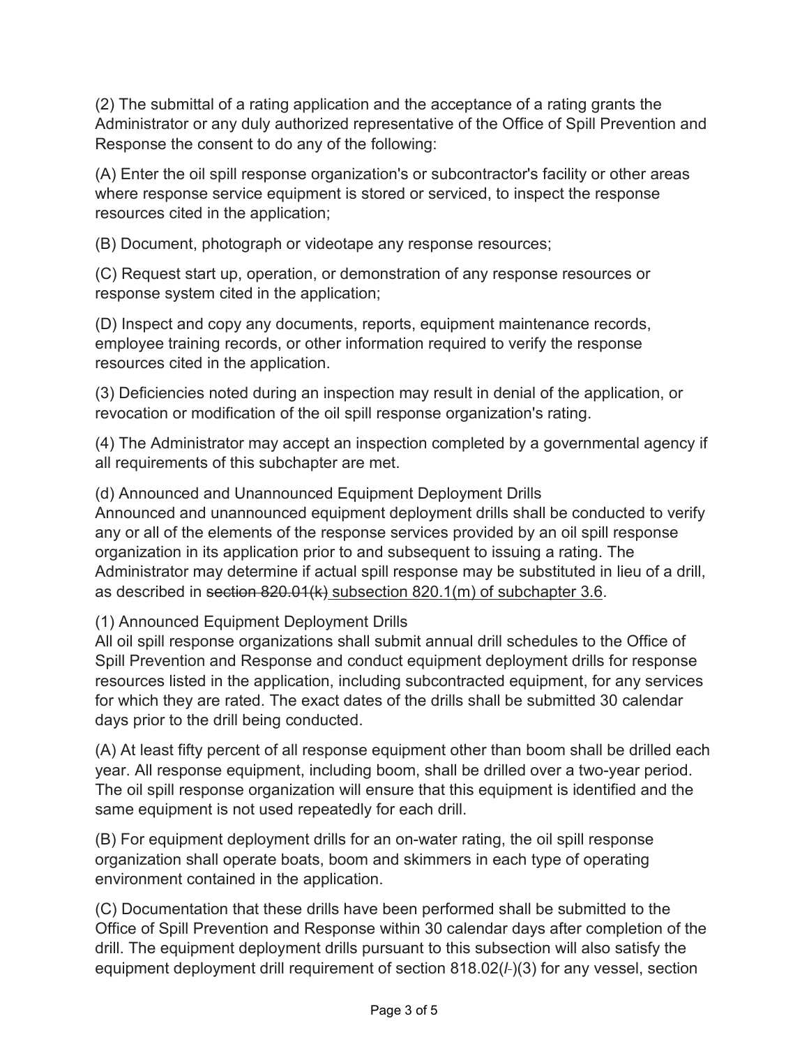(2) The submittal of a rating application and the acceptance of a rating grants the Administrator or any duly authorized representative of the Office of Spill Prevention and Response the consent to do any of the following:

(A) Enter the oil spill response organization's or subcontractor's facility or other areas where response service equipment is stored or serviced, to inspect the response resources cited in the application;

(B) Document, photograph or videotape any response resources;

(C) Request start up, operation, or demonstration of any response resources or response system cited in the application;

(D) Inspect and copy any documents, reports, equipment maintenance records, employee training records, or other information required to verify the response resources cited in the application.

(3) Deficiencies noted during an inspection may result in denial of the application, or revocation or modification of the oil spill response organization's rating.

(4) The Administrator may accept an inspection completed by a governmental agency if all requirements of this subchapter are met.

(d) Announced and Unannounced Equipment Deployment Drills
Announced and unannounced equipment deployment drills shall be conducted to verify any or all of the elements of the response services provided by an oil spill response organization in its application prior to and subsequent to issuing a rating. The Administrator may determine if actual spill response may be substituted in lieu of a drill, as described in ~~section 820.01(k)~~ <u>subsection 820.1(m) of subchapter 3.6</u>.

(1) Announced Equipment Deployment Drills
All oil spill response organizations shall submit annual drill schedules to the Office of Spill Prevention and Response and conduct equipment deployment drills for response resources listed in the application, including subcontracted equipment, for any services for which they are rated. The exact dates of the drills shall be submitted 30 calendar days prior to the drill being conducted.

(A) At least fifty percent of all response equipment other than boom shall be drilled each year. All response equipment, including boom, shall be drilled over a two-year period. The oil spill response organization will ensure that this equipment is identified and the same equipment is not used repeatedly for each drill.

(B) For equipment deployment drills for an on-water rating, the oil spill response organization shall operate boats, boom and skimmers in each type of operating environment contained in the application.

(C) Documentation that these drills have been performed shall be submitted to the Office of Spill Prevention and Response within 30 calendar days after completion of the drill. The equipment deployment drills pursuant to this subsection will also satisfy the equipment deployment drill requirement of section 818.02(~~*l*~~)(3) for any vessel, section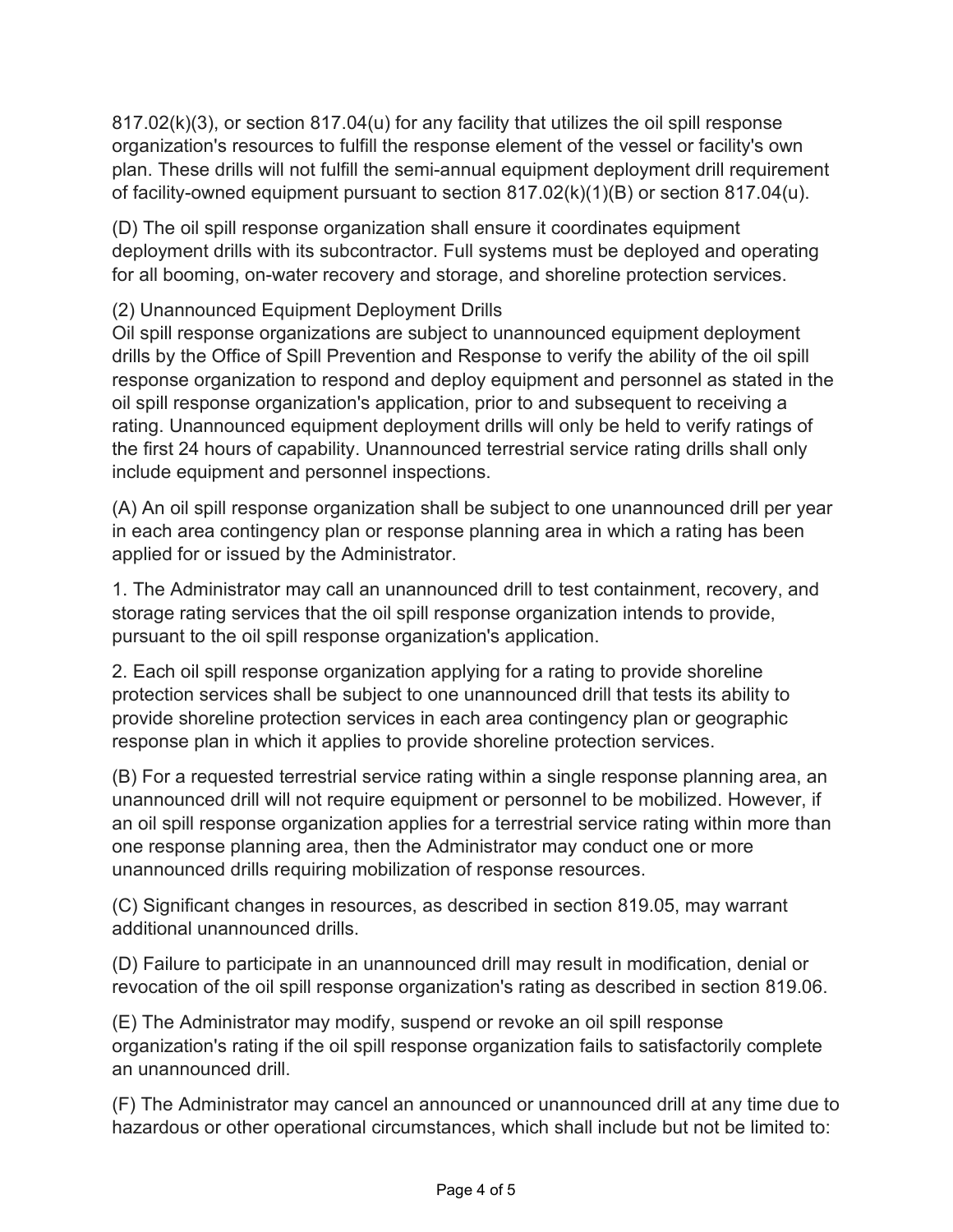817.02(k)(3), or section 817.04(u) for any facility that utilizes the oil spill response organization's resources to fulfill the response element of the vessel or facility's own plan. These drills will not fulfill the semi-annual equipment deployment drill requirement of facility-owned equipment pursuant to section 817.02(k)(1)(B) or section 817.04(u).

(D) The oil spill response organization shall ensure it coordinates equipment deployment drills with its subcontractor. Full systems must be deployed and operating for all booming, on-water recovery and storage, and shoreline protection services.

(2) Unannounced Equipment Deployment Drills
Oil spill response organizations are subject to unannounced equipment deployment drills by the Office of Spill Prevention and Response to verify the ability of the oil spill response organization to respond and deploy equipment and personnel as stated in the oil spill response organization's application, prior to and subsequent to receiving a rating. Unannounced equipment deployment drills will only be held to verify ratings of the first 24 hours of capability. Unannounced terrestrial service rating drills shall only include equipment and personnel inspections.

(A) An oil spill response organization shall be subject to one unannounced drill per year in each area contingency plan or response planning area in which a rating has been applied for or issued by the Administrator.

1. The Administrator may call an unannounced drill to test containment, recovery, and storage rating services that the oil spill response organization intends to provide, pursuant to the oil spill response organization's application.

2. Each oil spill response organization applying for a rating to provide shoreline protection services shall be subject to one unannounced drill that tests its ability to provide shoreline protection services in each area contingency plan or geographic response plan in which it applies to provide shoreline protection services.

(B) For a requested terrestrial service rating within a single response planning area, an unannounced drill will not require equipment or personnel to be mobilized. However, if an oil spill response organization applies for a terrestrial service rating within more than one response planning area, then the Administrator may conduct one or more unannounced drills requiring mobilization of response resources.

(C) Significant changes in resources, as described in section 819.05, may warrant additional unannounced drills.

(D) Failure to participate in an unannounced drill may result in modification, denial or revocation of the oil spill response organization's rating as described in section 819.06.

(E) The Administrator may modify, suspend or revoke an oil spill response organization's rating if the oil spill response organization fails to satisfactorily complete an unannounced drill.

(F) The Administrator may cancel an announced or unannounced drill at any time due to hazardous or other operational circumstances, which shall include but not be limited to: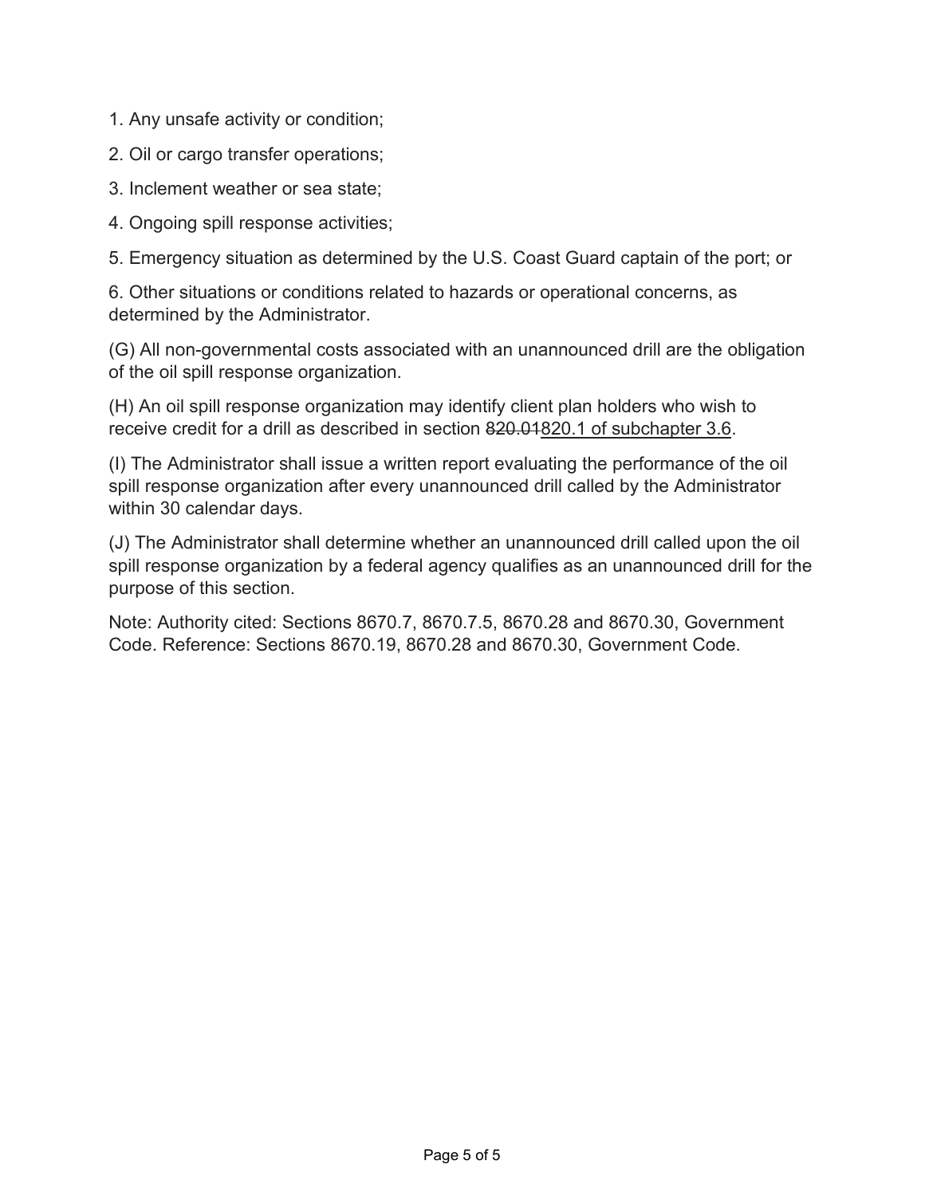1. Any unsafe activity or condition;

2. Oil or cargo transfer operations;

3. Inclement weather or sea state;

4. Ongoing spill response activities;

5. Emergency situation as determined by the U.S. Coast Guard captain of the port; or

6. Other situations or conditions related to hazards or operational concerns, as determined by the Administrator.

(G) All non-governmental costs associated with an unannounced drill are the obligation of the oil spill response organization.

(H) An oil spill response organization may identify client plan holders who wish to receive credit for a drill as described in section ~~820.01~~820.1 of subchapter 3.6.

(I) The Administrator shall issue a written report evaluating the performance of the oil spill response organization after every unannounced drill called by the Administrator within 30 calendar days.

(J) The Administrator shall determine whether an unannounced drill called upon the oil spill response organization by a federal agency qualifies as an unannounced drill for the purpose of this section.

Note: Authority cited: Sections 8670.7, 8670.7.5, 8670.28 and 8670.30, Government Code. Reference: Sections 8670.19, 8670.28 and 8670.30, Government Code.